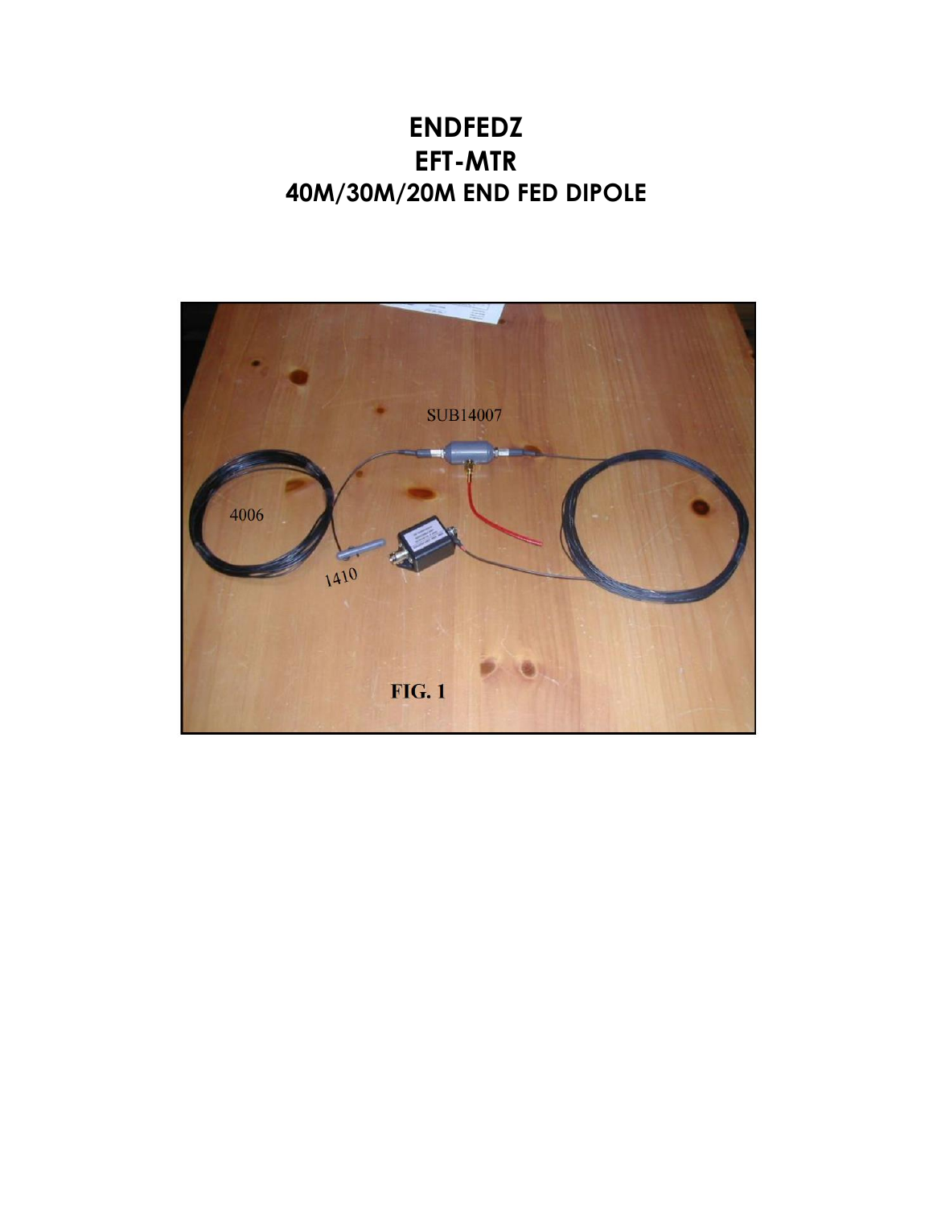# ENDFEDZ
# EFT-MTR
# 40M/30M/20M END FED DIPOLE

SUB14007

4006

1410

FIG. 1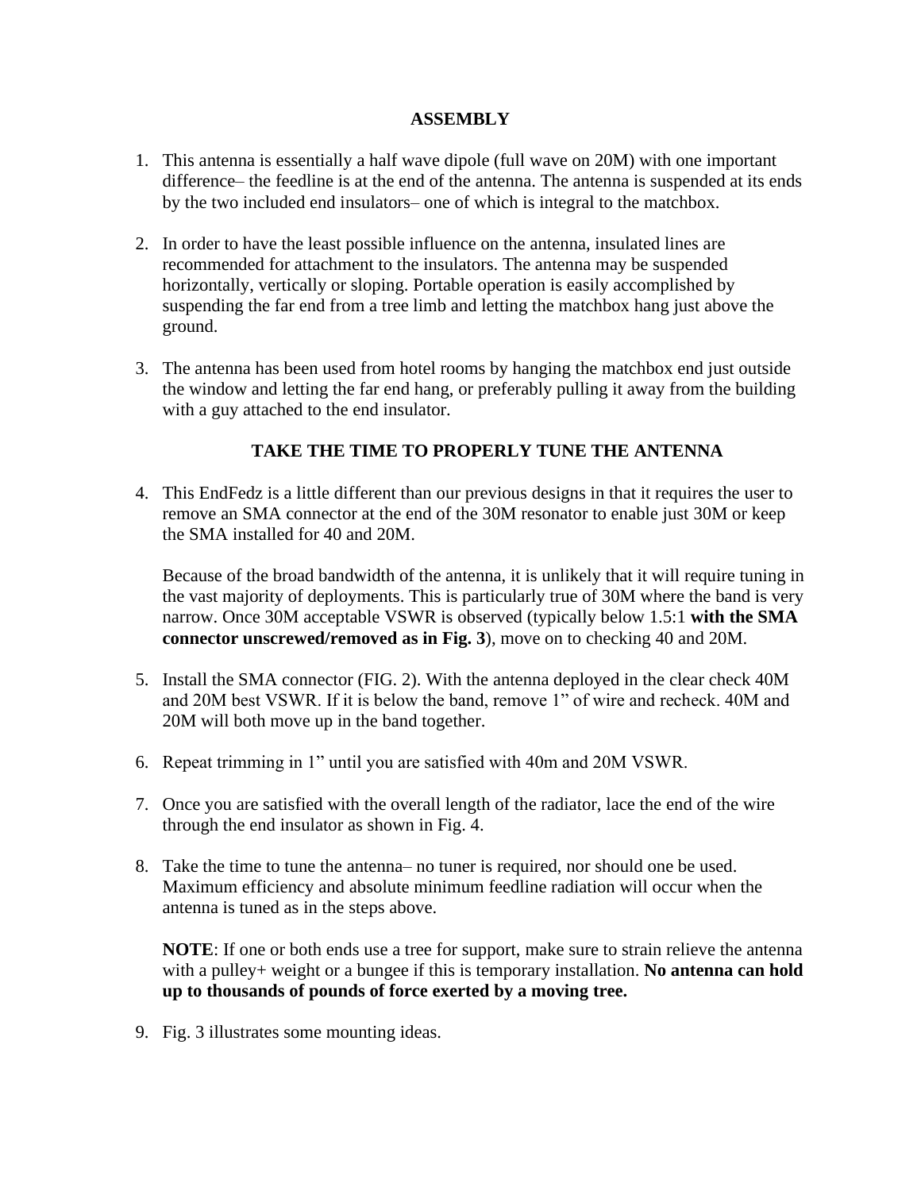## ASSEMBLY

1. This antenna is essentially a half wave dipole (full wave on 20M) with one important difference– the feedline is at the end of the antenna. The antenna is suspended at its ends by the two included end insulators– one of which is integral to the matchbox.

2. In order to have the least possible influence on the antenna, insulated lines are recommended for attachment to the insulators. The antenna may be suspended horizontally, vertically or sloping. Portable operation is easily accomplished by suspending the far end from a tree limb and letting the matchbox hang just above the ground.

3. The antenna has been used from hotel rooms by hanging the matchbox end just outside the window and letting the far end hang, or preferably pulling it away from the building with a guy attached to the end insulator.

### TAKE THE TIME TO PROPERLY TUNE THE ANTENNA

4. This EndFedz is a little different than our previous designs in that it requires the user to remove an SMA connector at the end of the 30M resonator to enable just 30M or keep the SMA installed for 40 and 20M.

   Because of the broad bandwidth of the antenna, it is unlikely that it will require tuning in the vast majority of deployments. This is particularly true of 30M where the band is very narrow. Once 30M acceptable VSWR is observed (typically below 1.5:1 **with the SMA connector unscrewed/removed as in Fig. 3**), move on to checking 40 and 20M.

5. Install the SMA connector (FIG. 2). With the antenna deployed in the clear check 40M and 20M best VSWR. If it is below the band, remove 1" of wire and recheck. 40M and 20M will both move up in the band together.

6. Repeat trimming in 1" until you are satisfied with 40m and 20M VSWR.

7. Once you are satisfied with the overall length of the radiator, lace the end of the wire through the end insulator as shown in Fig. 4.

8. Take the time to tune the antenna– no tuner is required, nor should one be used. Maximum efficiency and absolute minimum feedline radiation will occur when the antenna is tuned as in the steps above.

   **NOTE**: If one or both ends use a tree for support, make sure to strain relieve the antenna with a pulley+ weight or a bungee if this is temporary installation. **No antenna can hold up to thousands of pounds of force exerted by a moving tree.**

9. Fig. 3 illustrates some mounting ideas.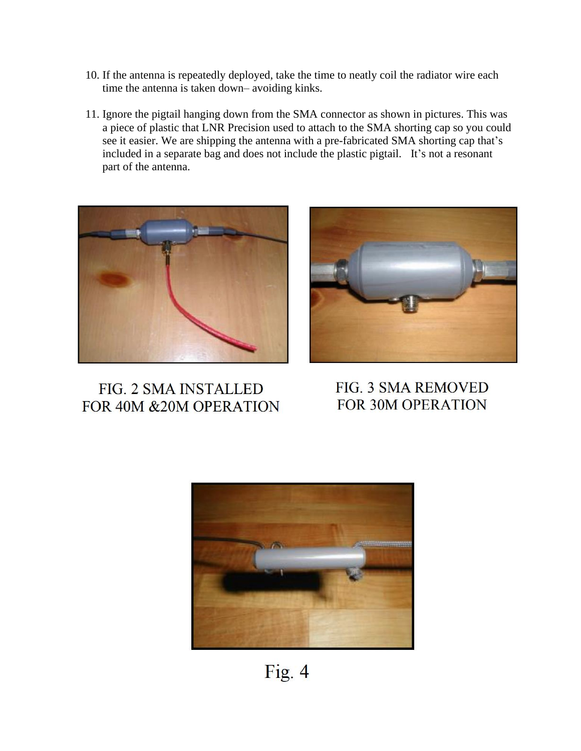10. If the antenna is repeatedly deployed, take the time to neatly coil the radiator wire each time the antenna is taken down– avoiding kinks.

11. Ignore the pigtail hanging down from the SMA connector as shown in pictures. This was a piece of plastic that LNR Precision used to attach to the SMA shorting cap so you could see it easier. We are shipping the antenna with a pre-fabricated SMA shorting cap that's included in a separate bag and does not include the plastic pigtail. It's not a resonant part of the antenna.

FIG. 2 SMA INSTALLED FOR 40M &20M OPERATION

FIG. 3 SMA REMOVED FOR 30M OPERATION

Fig. 4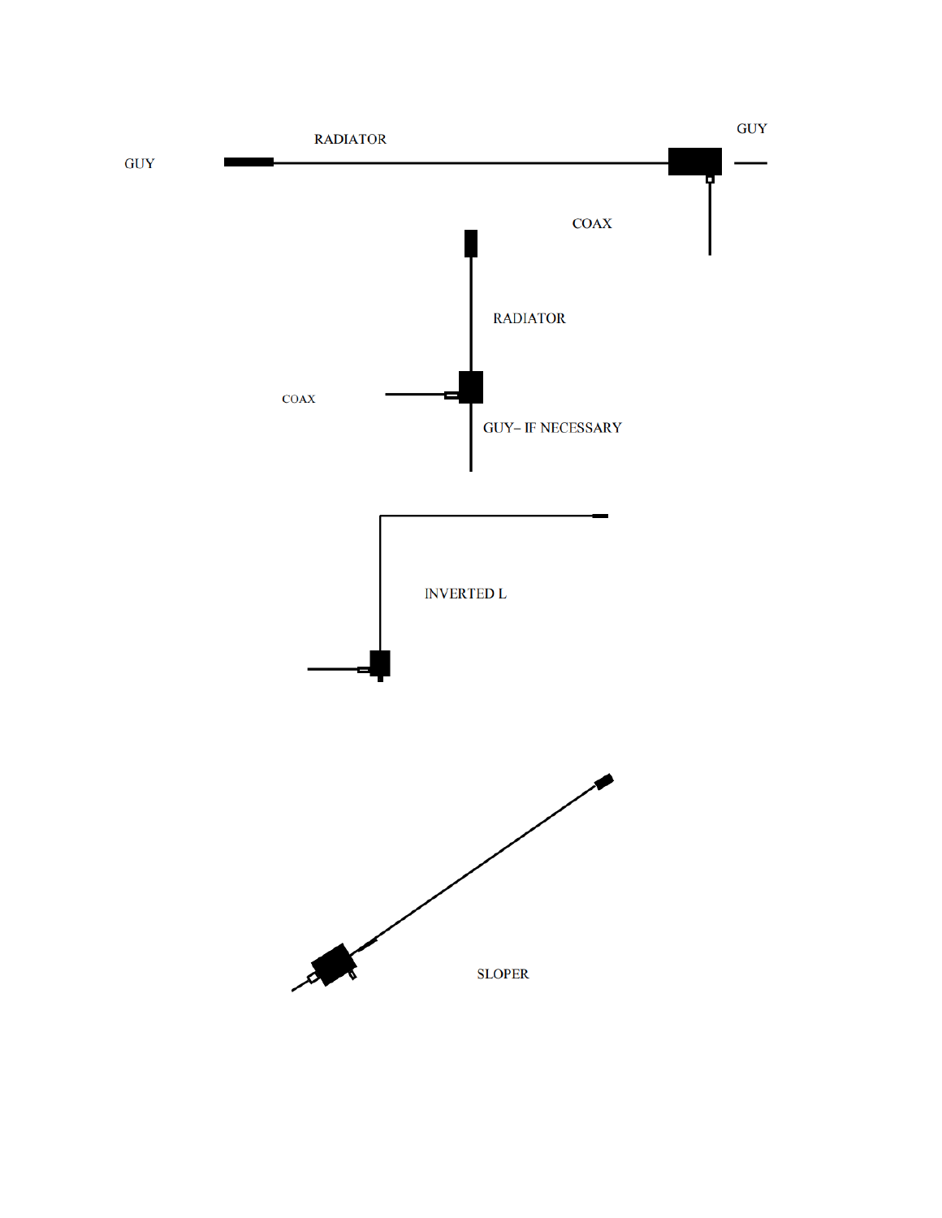GUY

RADIATOR

GUY

COAX

RADIATOR

COAX

GUY– IF NECESSARY

INVERTED L

SLOPER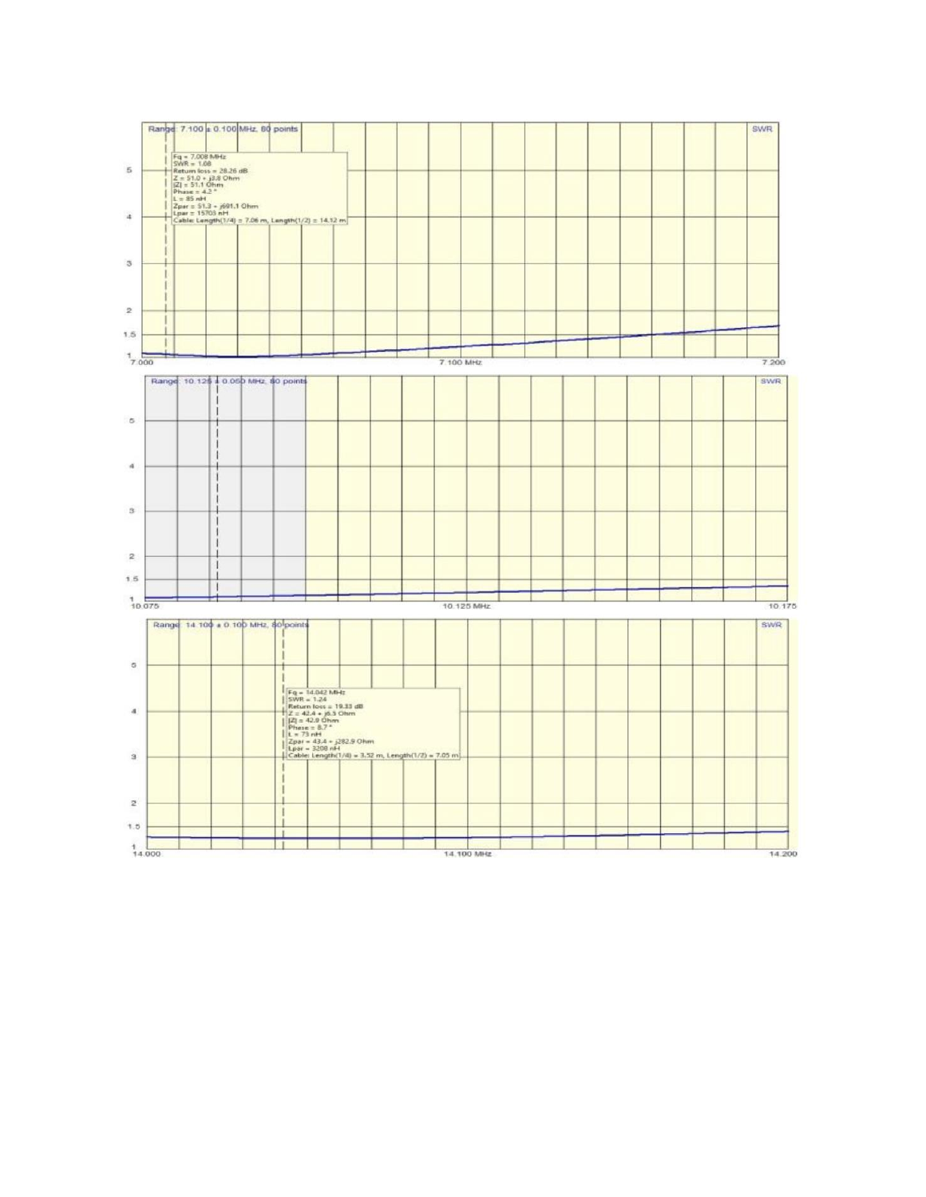Range: 7.100 ± 0.100 MHz, 80 points

SWR

Fq = 7.008 MHz
SWR = 1.08
Return loss = 28.26 dB
Z = 51.0 + j3.8 Ohm
|Z| = 51.1 Ohm
Phase = 4.2 °
L = 85 nH
Zpar = 51.3 + j691.1 Ohm
Lpar = 15703 nH
Cable: Length(1/4) = 7.06 m, Length(1/2) = 14.12 m

7.000 | 7.100 MHz | 7.200

Range: 10.125 ± 0.050 MHz, 80 points

SWR

10.075 | 10.125 MHz | 10.175

Range: 14.100 ± 0.100 MHz, 80 points

SWR

Fq = 14.042 MHz
SWR = 1.24
Return loss = 19.33 dB
Z = 42.4 + j6.5 Ohm
|Z| = 42.9 Ohm
Phase = 8.7 °
L = 73 nH
Zpar = 43.4 + j282.9 Ohm
Lpar = 3208 nH
Cable: Length(1/4) = 3.52 m, Length(1/2) = 7.05 m

14.000 | 14.100 MHz | 14.200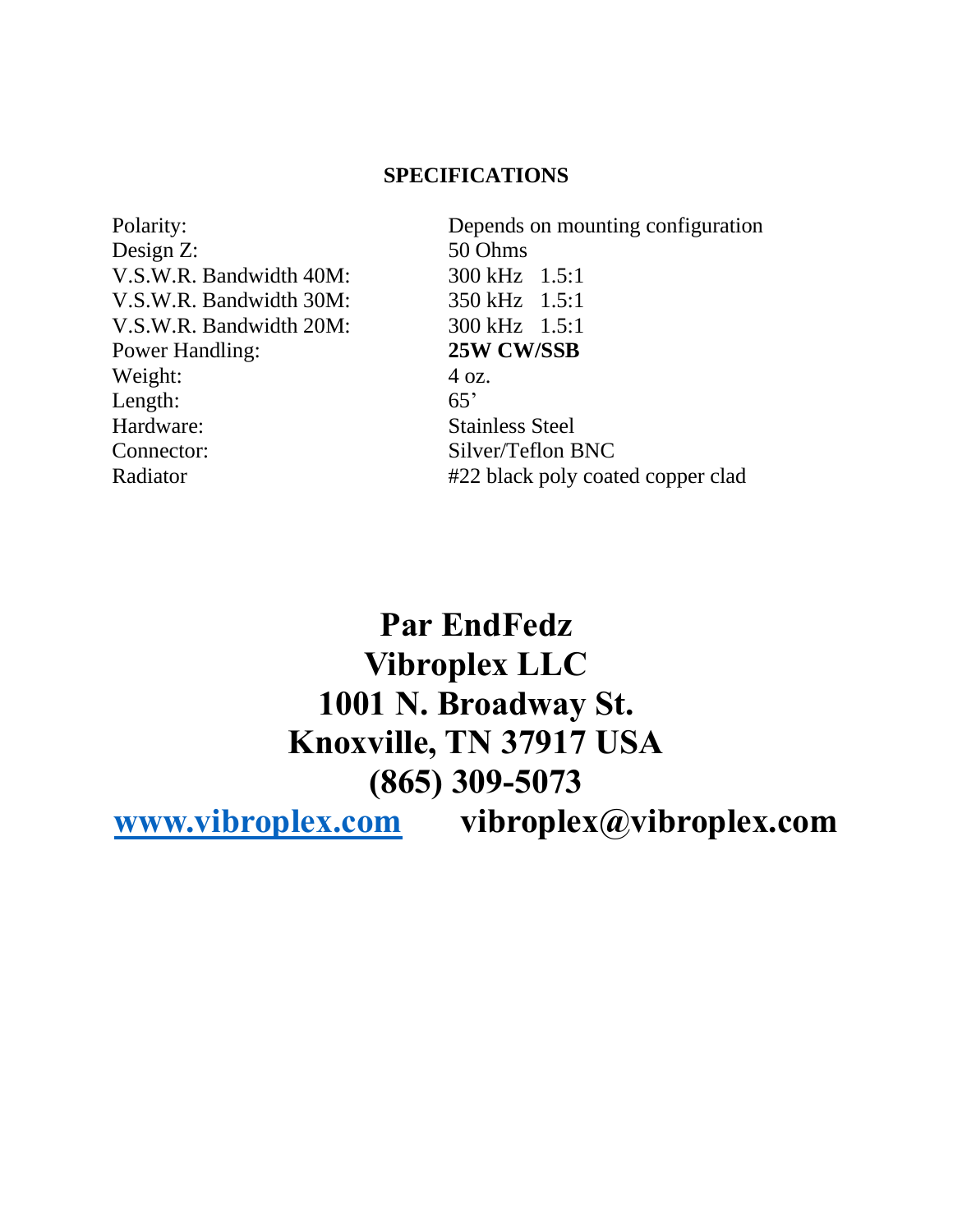## SPECIFICATIONS

| | |
|---|---|
| Polarity: | Depends on mounting configuration |
| Design Z: | 50 Ohms |
| V.S.W.R. Bandwidth 40M: | 300 kHz 1.5:1 |
| V.S.W.R. Bandwidth 30M: | 350 kHz 1.5:1 |
| V.S.W.R. Bandwidth 20M: | 300 kHz 1.5:1 |
| Power Handling: | **25W CW/SSB** |
| Weight: | 4 oz. |
| Length: | 65’ |
| Hardware: | Stainless Steel |
| Connector: | Silver/Teflon BNC |
| Radiator | #22 black poly coated copper clad |

**Par EndFedz**
**Vibroplex LLC**
**1001 N. Broadway St.**
**Knoxville, TN 37917 USA**
**(865) 309-5073**
**www.vibroplex.com** **vibroplex@vibroplex.com**